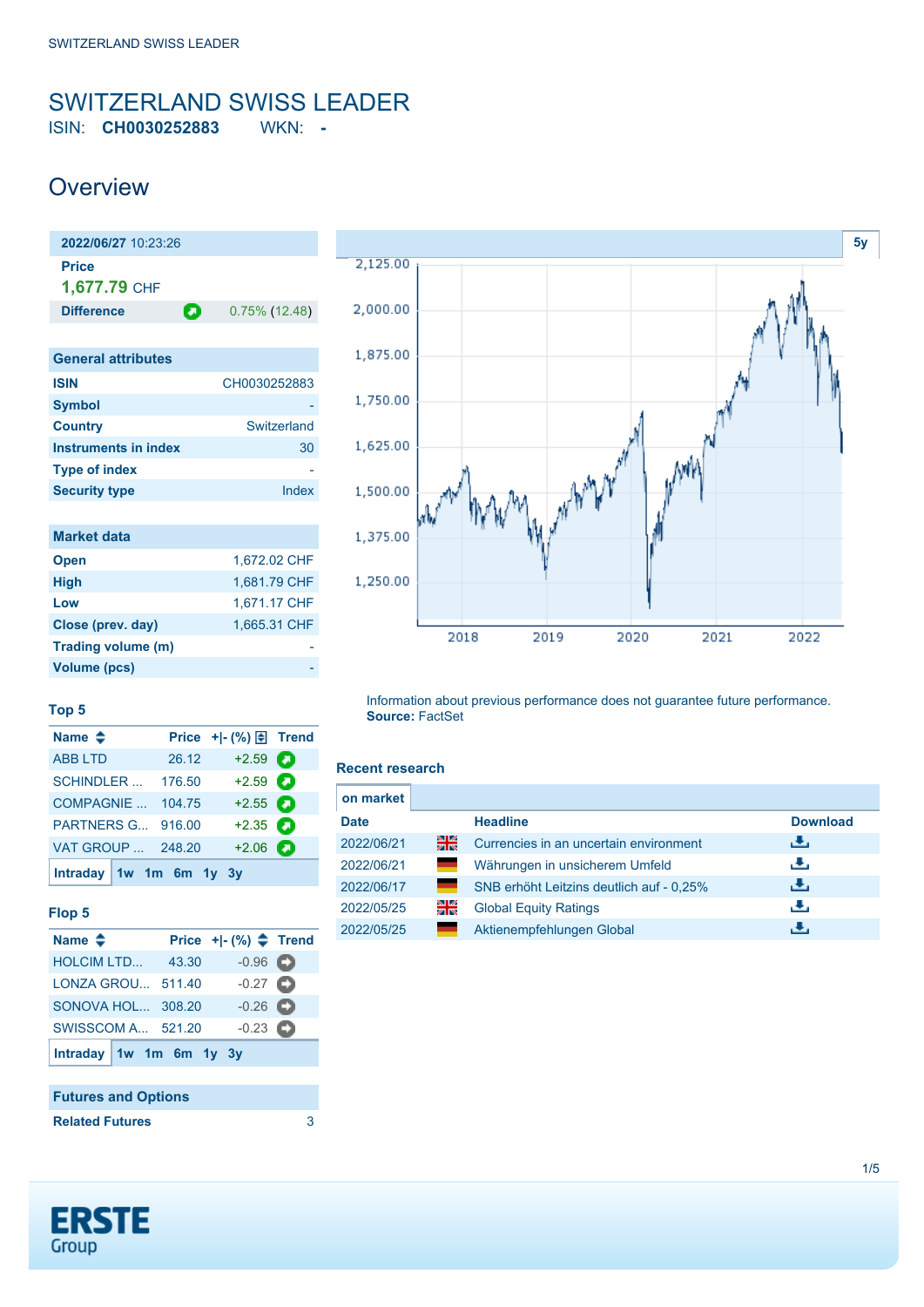SWITZERLAND SWISS LEADER

# SWITZERLAND SWISS LEADER

ISIN: **CH0030252883** WKN: **-**

## Overview

| **2022/06/27** 10:23:26 | |
|---|---|
| **Price** | |
| **1,677.79** CHF | |
| **Difference** | 0.75% (12.48) |

| General attributes | |
|---|---|
| ISIN | CH0030252883 |
| Symbol | - |
| Country | Switzerland |
| Instruments in index | 30 |
| Type of index | - |
| Security type | Index |

| Market data | |
|---|---|
| Open | 1,672.02 CHF |
| High | 1,681.79 CHF |
| Low | 1,671.17 CHF |
| Close (prev. day) | 1,665.31 CHF |
| Trading volume (m) | - |
| Volume (pcs) | - |

5y

Information about previous performance does not guarantee future performance.
**Source:** FactSet

### Top 5

| Name | Price | +\|- (%) | Trend |
|---|---|---|---|
| ABB LTD | 26.12 | +2.59 | |
| SCHINDLER ... | 176.50 | +2.59 | |
| COMPAGNIE ... | 104.75 | +2.55 | |
| PARTNERS G... | 916.00 | +2.35 | |
| VAT GROUP ... | 248.20 | +2.06 | |

Intraday 1w 1m 6m 1y 3y

### Flop 5

| Name | Price | +\|- (%) | Trend |
|---|---|---|---|
| HOLCIM LTD... | 43.30 | -0.96 | |
| LONZA GROU... | 511.40 | -0.27 | |
| SONOVA HOL... | 308.20 | -0.26 | |
| SWISSCOM A... | 521.20 | -0.23 | |

Intraday 1w 1m 6m 1y 3y

| Futures and Options | |
|---|---|
| Related Futures | 3 |

### Recent research

on market

| Date | | Headline | Download |
|---|---|---|---|
| 2022/06/21 | EN | Currencies in an uncertain environment | |
| 2022/06/21 | DE | Währungen in unsicherem Umfeld | |
| 2022/06/17 | DE | SNB erhöht Leitzins deutlich auf - 0,25% | |
| 2022/05/25 | EN | Global Equity Ratings | |
| 2022/05/25 | DE | Aktienempfehlungen Global | |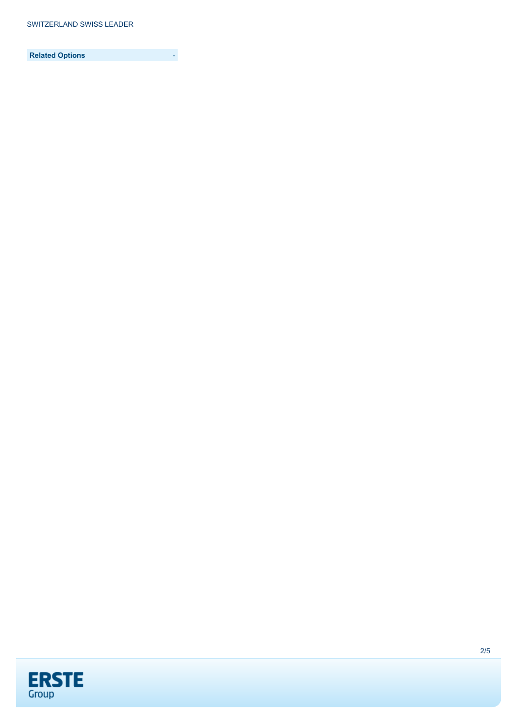| Related Options | - |
| --- | --- |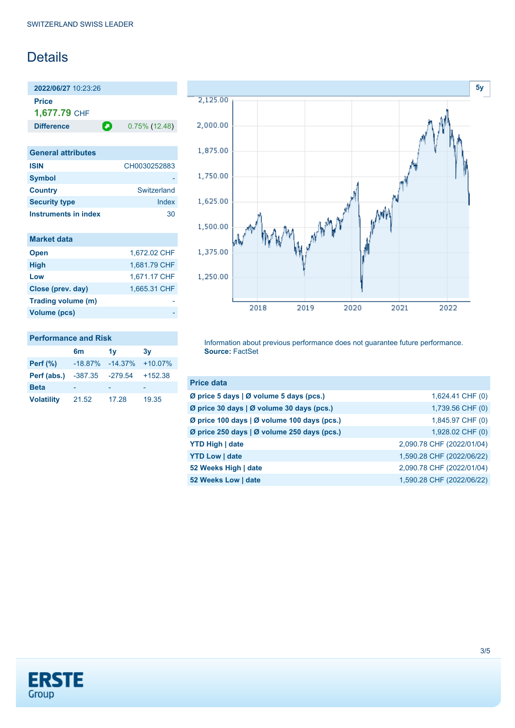SWITZERLAND SWISS LEADER

# Details

**2022/06/27** 10:23:26

**Price**

**1,677.79** CHF

| **Difference** | 0.75% (12.48) |
|---|---|

| General attributes | |
|---|---|
| **ISIN** | CH0030252883 |
| **Symbol** | - |
| **Country** | Switzerland |
| **Security type** | Index |
| **Instruments in index** | 30 |

| Market data | |
|---|---|
| **Open** | 1,672.02 CHF |
| **High** | 1,681.79 CHF |
| **Low** | 1,671.17 CHF |
| **Close (prev. day)** | 1,665.31 CHF |
| **Trading volume (m)** | - |
| **Volume (pcs)** | - |

**Performance and Risk**

| | 6m | 1y | 3y |
|---|---|---|---|
| **Perf (%)** | -18.87% | -14.37% | +10.07% |
| **Perf (abs.)** | -387.35 | -279.54 | +152.38 |
| **Beta** | - | - | - |
| **Volatility** | 21.52 | 17.28 | 19.35 |

Information about previous performance does not guarantee future performance.
**Source:** FactSet

| Price data | |
|---|---|
| **Ø price 5 days \| Ø volume 5 days (pcs.)** | 1,624.41 CHF (0) |
| **Ø price 30 days \| Ø volume 30 days (pcs.)** | 1,739.56 CHF (0) |
| **Ø price 100 days \| Ø volume 100 days (pcs.)** | 1,845.97 CHF (0) |
| **Ø price 250 days \| Ø volume 250 days (pcs.)** | 1,928.02 CHF (0) |
| **YTD High \| date** | 2,090.78 CHF (2022/01/04) |
| **YTD Low \| date** | 1,590.28 CHF (2022/06/22) |
| **52 Weeks High \| date** | 2,090.78 CHF (2022/01/04) |
| **52 Weeks Low \| date** | 1,590.28 CHF (2022/06/22) |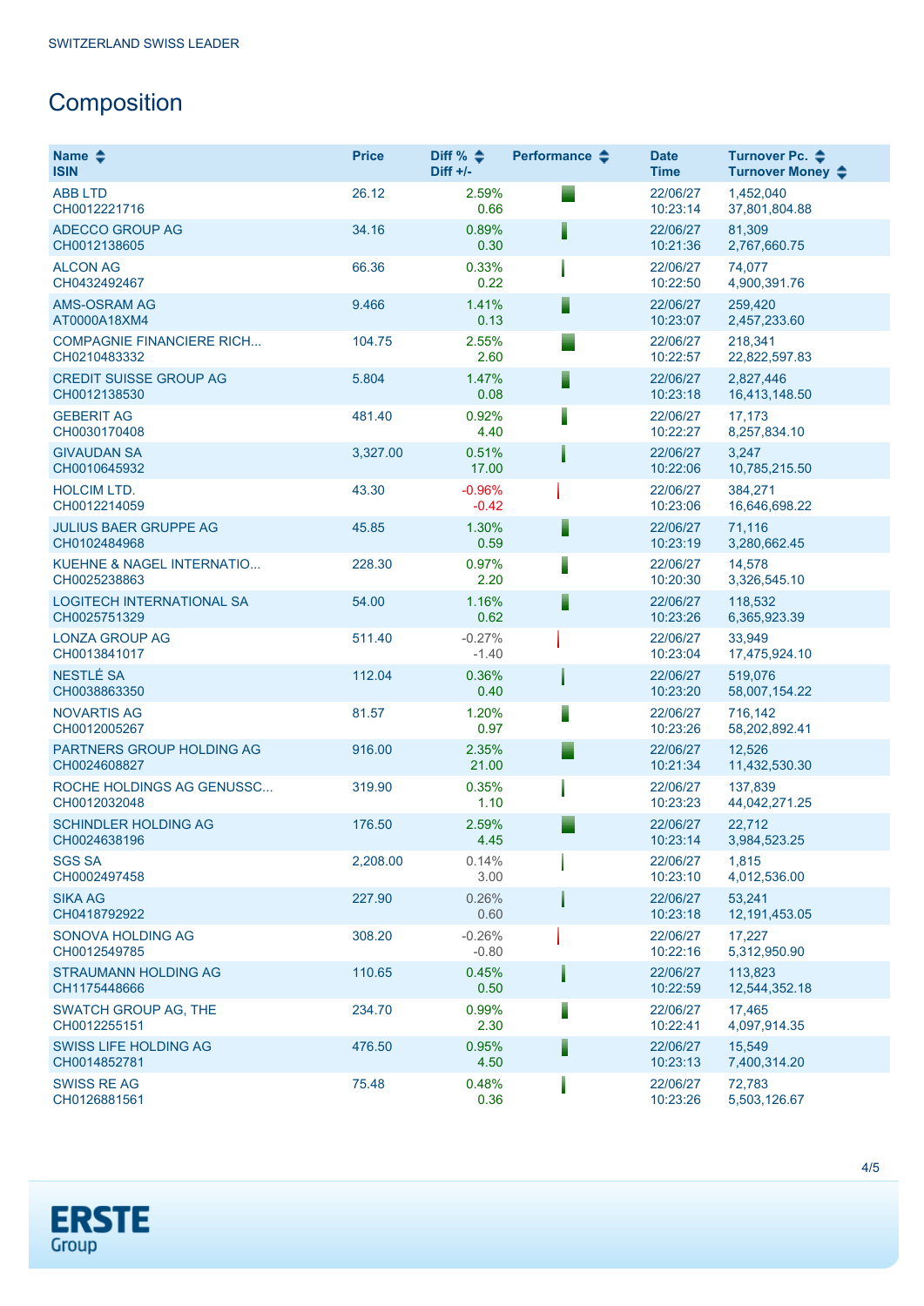SWITZERLAND SWISS LEADER

## Composition

| Name<br>ISIN | Price | Diff %<br>Diff +/- | Performance | Date<br>Time | Turnover Pc.<br>Turnover Money |
|---|---|---|---|---|---|
| ABB LTD<br>CH0012221716 | 26.12 | 2.59%<br>0.66 | | 22/06/27<br>10:23:14 | 1,452,040<br>37,801,804.88 |
| ADECCO GROUP AG<br>CH0012138605 | 34.16 | 0.89%<br>0.30 | | 22/06/27<br>10:21:36 | 81,309<br>2,767,660.75 |
| ALCON AG<br>CH0432492467 | 66.36 | 0.33%<br>0.22 | | 22/06/27<br>10:22:50 | 74,077<br>4,900,391.76 |
| AMS-OSRAM AG<br>AT0000A18XM4 | 9.466 | 1.41%<br>0.13 | | 22/06/27<br>10:23:07 | 259,420<br>2,457,233.60 |
| COMPAGNIE FINANCIERE RICH...<br>CH0210483332 | 104.75 | 2.55%<br>2.60 | | 22/06/27<br>10:22:57 | 218,341<br>22,822,597.83 |
| CREDIT SUISSE GROUP AG<br>CH0012138530 | 5.804 | 1.47%<br>0.08 | | 22/06/27<br>10:23:18 | 2,827,446<br>16,413,148.50 |
| GEBERIT AG<br>CH0030170408 | 481.40 | 0.92%<br>4.40 | | 22/06/27<br>10:22:27 | 17,173<br>8,257,834.10 |
| GIVAUDAN SA<br>CH0010645932 | 3,327.00 | 0.51%<br>17.00 | | 22/06/27<br>10:22:06 | 3,247<br>10,785,215.50 |
| HOLCIM LTD.<br>CH0012214059 | 43.30 | -0.96%<br>-0.42 | | 22/06/27<br>10:23:06 | 384,271<br>16,646,698.22 |
| JULIUS BAER GRUPPE AG<br>CH0102484968 | 45.85 | 1.30%<br>0.59 | | 22/06/27<br>10:23:19 | 71,116<br>3,280,662.45 |
| KUEHNE & NAGEL INTERNATIO...<br>CH0025238863 | 228.30 | 0.97%<br>2.20 | | 22/06/27<br>10:20:30 | 14,578<br>3,326,545.10 |
| LOGITECH INTERNATIONAL SA<br>CH0025751329 | 54.00 | 1.16%<br>0.62 | | 22/06/27<br>10:23:26 | 118,532<br>6,365,923.39 |
| LONZA GROUP AG<br>CH0013841017 | 511.40 | -0.27%<br>-1.40 | | 22/06/27<br>10:23:04 | 33,949<br>17,475,924.10 |
| NESTLÉ SA<br>CH0038863350 | 112.04 | 0.36%<br>0.40 | | 22/06/27<br>10:23:20 | 519,076<br>58,007,154.22 |
| NOVARTIS AG<br>CH0012005267 | 81.57 | 1.20%<br>0.97 | | 22/06/27<br>10:23:26 | 716,142<br>58,202,892.41 |
| PARTNERS GROUP HOLDING AG<br>CH0024608827 | 916.00 | 2.35%<br>21.00 | | 22/06/27<br>10:21:34 | 12,526<br>11,432,530.30 |
| ROCHE HOLDINGS AG GENUSSC...<br>CH0012032048 | 319.90 | 0.35%<br>1.10 | | 22/06/27<br>10:23:23 | 137,839<br>44,042,271.25 |
| SCHINDLER HOLDING AG<br>CH0024638196 | 176.50 | 2.59%<br>4.45 | | 22/06/27<br>10:23:14 | 22,712<br>3,984,523.25 |
| SGS SA<br>CH0002497458 | 2,208.00 | 0.14%<br>3.00 | | 22/06/27<br>10:23:10 | 1,815<br>4,012,536.00 |
| SIKA AG<br>CH0418792922 | 227.90 | 0.26%<br>0.60 | | 22/06/27<br>10:23:18 | 53,241<br>12,191,453.05 |
| SONOVA HOLDING AG<br>CH0012549785 | 308.20 | -0.26%<br>-0.80 | | 22/06/27<br>10:22:16 | 17,227<br>5,312,950.90 |
| STRAUMANN HOLDING AG<br>CH1175448666 | 110.65 | 0.45%<br>0.50 | | 22/06/27<br>10:22:59 | 113,823<br>12,544,352.18 |
| SWATCH GROUP AG, THE<br>CH0012255151 | 234.70 | 0.99%<br>2.30 | | 22/06/27<br>10:22:41 | 17,465<br>4,097,914.35 |
| SWISS LIFE HOLDING AG<br>CH0014852781 | 476.50 | 0.95%<br>4.50 | | 22/06/27<br>10:23:13 | 15,549<br>7,400,314.20 |
| SWISS RE AG<br>CH0126881561 | 75.48 | 0.48%<br>0.36 | | 22/06/27<br>10:23:26 | 72,783<br>5,503,126.67 |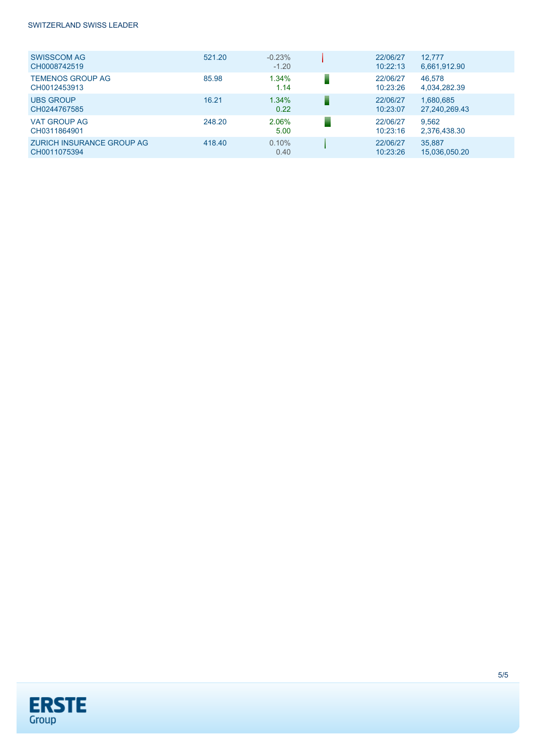SWITZERLAND SWISS LEADER

| | | | | | |
|---|---|---|---|---|---|
| SWISSCOM AG<br>CH0008742519 | 521.20 | -0.23%<br>-1.20 | | 22/06/27<br>10:22:13 | 12,777<br>6,661,912.90 |
| TEMENOS GROUP AG<br>CH0012453913 | 85.98 | 1.34%<br>1.14 | | 22/06/27<br>10:23:26 | 46,578<br>4,034,282.39 |
| UBS GROUP<br>CH0244767585 | 16.21 | 1.34%<br>0.22 | | 22/06/27<br>10:23:07 | 1,680,685<br>27,240,269.43 |
| VAT GROUP AG<br>CH0311864901 | 248.20 | 2.06%<br>5.00 | | 22/06/27<br>10:23:16 | 9,562<br>2,376,438.30 |
| ZURICH INSURANCE GROUP AG<br>CH0011075394 | 418.40 | 0.10%<br>0.40 | | 22/06/27<br>10:23:26 | 35,887<br>15,036,050.20 |

ERSTE Group